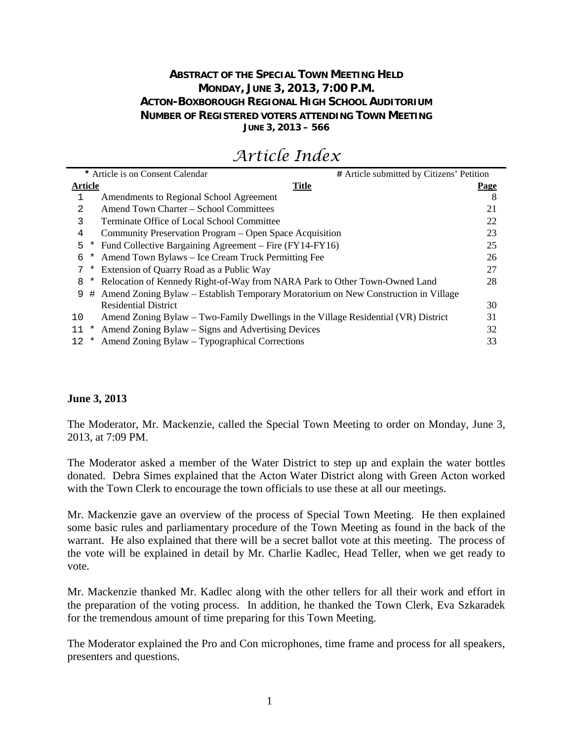**ABSTRACT OF THE SPECIAL TOWN MEETING HELD**
**MONDAY, JUNE 3, 2013, 7:00 P.M.**
**ACTON-BOXBOROUGH REGIONAL HIGH SCHOOL AUDITORIUM**
**NUMBER OF REGISTERED VOTERS ATTENDING TOWN MEETING**
**JUNE 3, 2013 – 566**

# *Article Index*

\* Article is on Consent Calendar — # Article submitted by Citizens' Petition

| Article | | Title | Page |
|---|---|---|---|
| 1 | | Amendments to Regional School Agreement | 8 |
| 2 | | Amend Town Charter – School Committees | 21 |
| 3 | | Terminate Office of Local School Committee | 22 |
| 4 | | Community Preservation Program – Open Space Acquisition | 23 |
| 5 | * | Fund Collective Bargaining Agreement – Fire (FY14-FY16) | 25 |
| 6 | * | Amend Town Bylaws – Ice Cream Truck Permitting Fee | 26 |
| 7 | * | Extension of Quarry Road as a Public Way | 27 |
| 8 | * | Relocation of Kennedy Right-of-Way from NARA Park to Other Town-Owned Land | 28 |
| 9 | # | Amend Zoning Bylaw – Establish Temporary Moratorium on New Construction in Village Residential District | 30 |
| 10 | | Amend Zoning Bylaw – Two-Family Dwellings in the Village Residential (VR) District | 31 |
| 11 | * | Amend Zoning Bylaw – Signs and Advertising Devices | 32 |
| 12 | * | Amend Zoning Bylaw – Typographical Corrections | 33 |

**June 3, 2013**

The Moderator, Mr. Mackenzie, called the Special Town Meeting to order on Monday, June 3, 2013, at 7:09 PM.

The Moderator asked a member of the Water District to step up and explain the water bottles donated. Debra Simes explained that the Acton Water District along with Green Acton worked with the Town Clerk to encourage the town officials to use these at all our meetings.

Mr. Mackenzie gave an overview of the process of Special Town Meeting. He then explained some basic rules and parliamentary procedure of the Town Meeting as found in the back of the warrant. He also explained that there will be a secret ballot vote at this meeting. The process of the vote will be explained in detail by Mr. Charlie Kadlec, Head Teller, when we get ready to vote.

Mr. Mackenzie thanked Mr. Kadlec along with the other tellers for all their work and effort in the preparation of the voting process. In addition, he thanked the Town Clerk, Eva Szkaradek for the tremendous amount of time preparing for this Town Meeting.

The Moderator explained the Pro and Con microphones, time frame and process for all speakers, presenters and questions.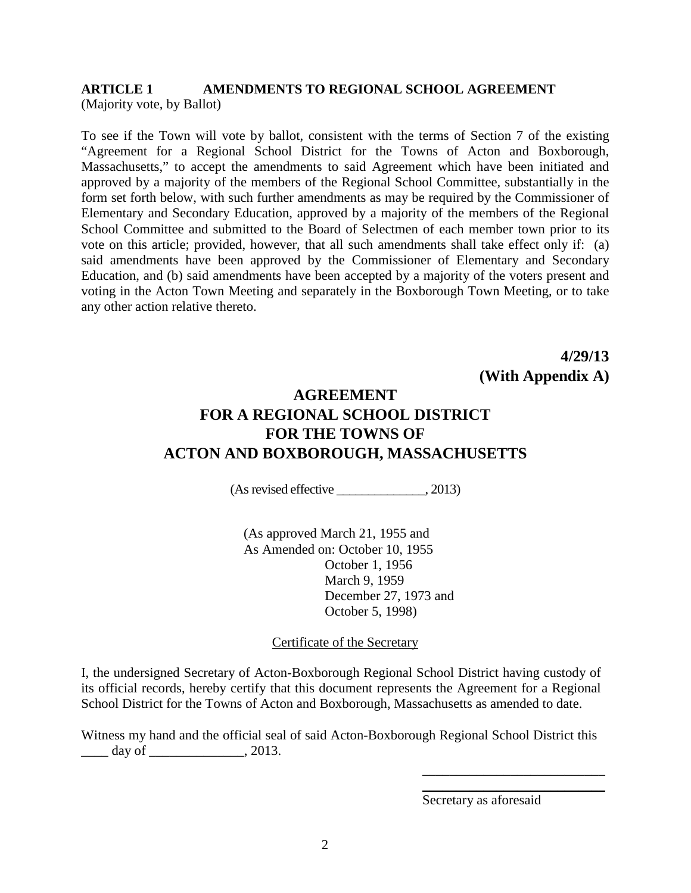**ARTICLE 1 AMENDMENTS TO REGIONAL SCHOOL AGREEMENT**
(Majority vote, by Ballot)

To see if the Town will vote by ballot, consistent with the terms of Section 7 of the existing "Agreement for a Regional School District for the Towns of Acton and Boxborough, Massachusetts," to accept the amendments to said Agreement which have been initiated and approved by a majority of the members of the Regional School Committee, substantially in the form set forth below, with such further amendments as may be required by the Commissioner of Elementary and Secondary Education, approved by a majority of the members of the Regional School Committee and submitted to the Board of Selectmen of each member town prior to its vote on this article; provided, however, that all such amendments shall take effect only if: (a) said amendments have been approved by the Commissioner of Elementary and Secondary Education, and (b) said amendments have been accepted by a majority of the voters present and voting in the Acton Town Meeting and separately in the Boxborough Town Meeting, or to take any other action relative thereto.

**4/29/13**
**(With Appendix A)**

# AGREEMENT FOR A REGIONAL SCHOOL DISTRICT FOR THE TOWNS OF ACTON AND BOXBOROUGH, MASSACHUSETTS

(As revised effective ______________, 2013)

(As approved March 21, 1955 and
As Amended on: October 10, 1955
October 1, 1956
March 9, 1959
December 27, 1973 and
October 5, 1998)

Certificate of the Secretary

I, the undersigned Secretary of Acton-Boxborough Regional School District having custody of its official records, hereby certify that this document represents the Agreement for a Regional School District for the Towns of Acton and Boxborough, Massachusetts as amended to date.

Witness my hand and the official seal of said Acton-Boxborough Regional School District this ____ day of ______________, 2013.

___________________________
Secretary as aforesaid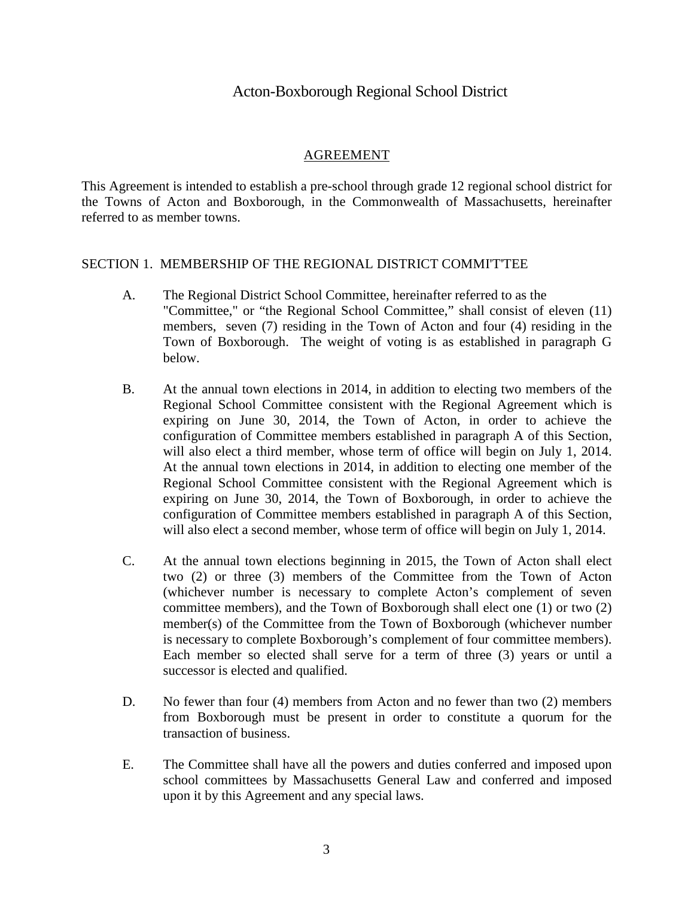# Acton-Boxborough Regional School District

## AGREEMENT

This Agreement is intended to establish a pre-school through grade 12 regional school district for the Towns of Acton and Boxborough, in the Commonwealth of Massachusetts, hereinafter referred to as member towns.

### SECTION 1. MEMBERSHIP OF THE REGIONAL DISTRICT COMMI'T'TEE

A. The Regional District School Committee, hereinafter referred to as the "Committee," or "the Regional School Committee," shall consist of eleven (11) members, seven (7) residing in the Town of Acton and four (4) residing in the Town of Boxborough. The weight of voting is as established in paragraph G below.

B. At the annual town elections in 2014, in addition to electing two members of the Regional School Committee consistent with the Regional Agreement which is expiring on June 30, 2014, the Town of Acton, in order to achieve the configuration of Committee members established in paragraph A of this Section, will also elect a third member, whose term of office will begin on July 1, 2014. At the annual town elections in 2014, in addition to electing one member of the Regional School Committee consistent with the Regional Agreement which is expiring on June 30, 2014, the Town of Boxborough, in order to achieve the configuration of Committee members established in paragraph A of this Section, will also elect a second member, whose term of office will begin on July 1, 2014.

C. At the annual town elections beginning in 2015, the Town of Acton shall elect two (2) or three (3) members of the Committee from the Town of Acton (whichever number is necessary to complete Acton's complement of seven committee members), and the Town of Boxborough shall elect one (1) or two (2) member(s) of the Committee from the Town of Boxborough (whichever number is necessary to complete Boxborough's complement of four committee members). Each member so elected shall serve for a term of three (3) years or until a successor is elected and qualified.

D. No fewer than four (4) members from Acton and no fewer than two (2) members from Boxborough must be present in order to constitute a quorum for the transaction of business.

E. The Committee shall have all the powers and duties conferred and imposed upon school committees by Massachusetts General Law and conferred and imposed upon it by this Agreement and any special laws.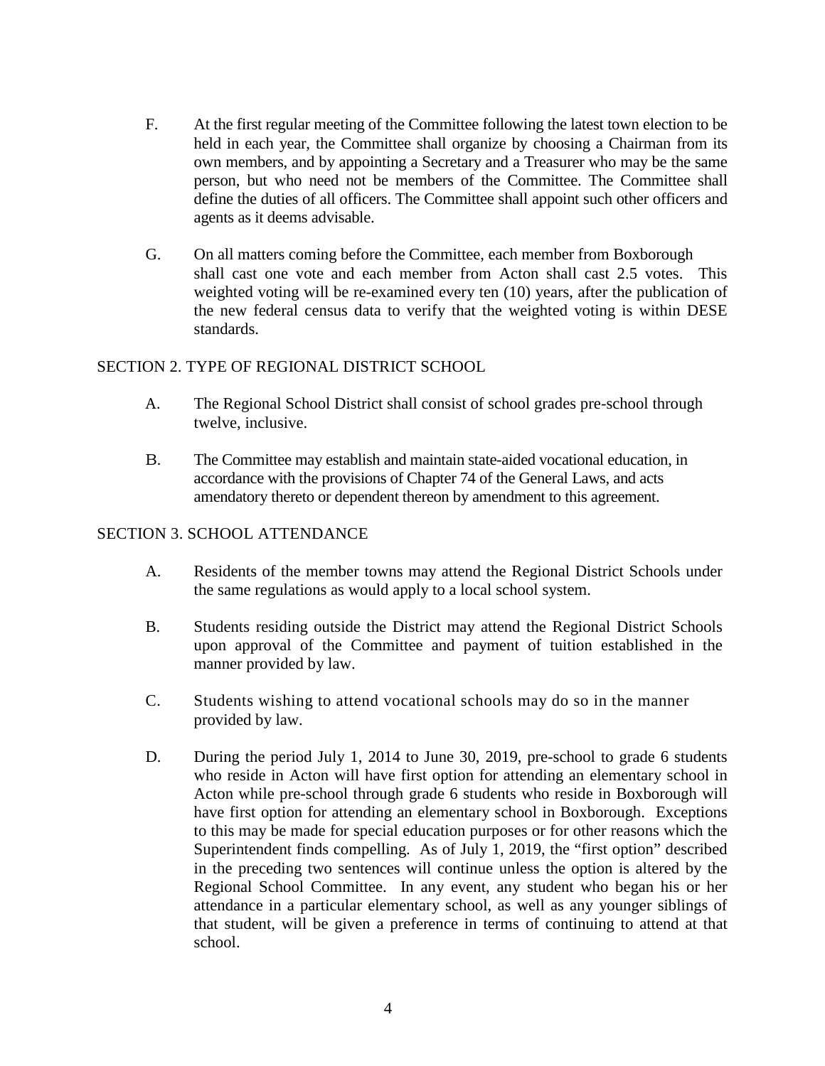F. At the first regular meeting of the Committee following the latest town election to be held in each year, the Committee shall organize by choosing a Chairman from its own members, and by appointing a Secretary and a Treasurer who may be the same person, but who need not be members of the Committee. The Committee shall define the duties of all officers. The Committee shall appoint such other officers and agents as it deems advisable.

G. On all matters coming before the Committee, each member from Boxborough shall cast one vote and each member from Acton shall cast 2.5 votes. This weighted voting will be re-examined every ten (10) years, after the publication of the new federal census data to verify that the weighted voting is within DESE standards.

## SECTION 2. TYPE OF REGIONAL DISTRICT SCHOOL

A. The Regional School District shall consist of school grades pre-school through twelve, inclusive.

B. The Committee may establish and maintain state-aided vocational education, in accordance with the provisions of Chapter 74 of the General Laws, and acts amendatory thereto or dependent thereon by amendment to this agreement.

## SECTION 3. SCHOOL ATTENDANCE

A. Residents of the member towns may attend the Regional District Schools under the same regulations as would apply to a local school system.

B. Students residing outside the District may attend the Regional District Schools upon approval of the Committee and payment of tuition established in the manner provided by law.

C. Students wishing to attend vocational schools may do so in the manner provided by law.

D. During the period July 1, 2014 to June 30, 2019, pre-school to grade 6 students who reside in Acton will have first option for attending an elementary school in Acton while pre-school through grade 6 students who reside in Boxborough will have first option for attending an elementary school in Boxborough. Exceptions to this may be made for special education purposes or for other reasons which the Superintendent finds compelling. As of July 1, 2019, the "first option" described in the preceding two sentences will continue unless the option is altered by the Regional School Committee. In any event, any student who began his or her attendance in a particular elementary school, as well as any younger siblings of that student, will be given a preference in terms of continuing to attend at that school.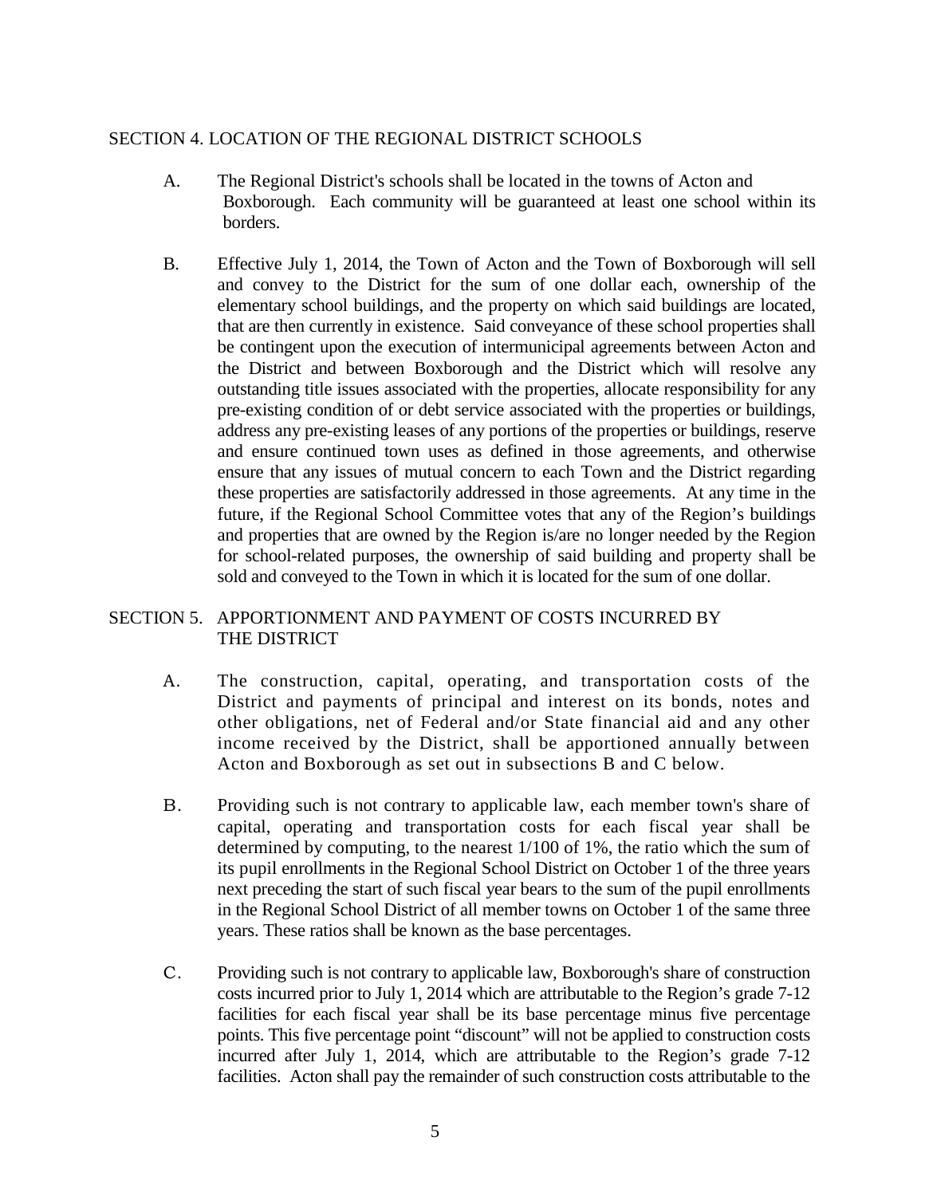## SECTION 4. LOCATION OF THE REGIONAL DISTRICT SCHOOLS

A. The Regional District's schools shall be located in the towns of Acton and Boxborough. Each community will be guaranteed at least one school within its borders.

B. Effective July 1, 2014, the Town of Acton and the Town of Boxborough will sell and convey to the District for the sum of one dollar each, ownership of the elementary school buildings, and the property on which said buildings are located, that are then currently in existence. Said conveyance of these school properties shall be contingent upon the execution of intermunicipal agreements between Acton and the District and between Boxborough and the District which will resolve any outstanding title issues associated with the properties, allocate responsibility for any pre-existing condition of or debt service associated with the properties or buildings, address any pre-existing leases of any portions of the properties or buildings, reserve and ensure continued town uses as defined in those agreements, and otherwise ensure that any issues of mutual concern to each Town and the District regarding these properties are satisfactorily addressed in those agreements. At any time in the future, if the Regional School Committee votes that any of the Region's buildings and properties that are owned by the Region is/are no longer needed by the Region for school-related purposes, the ownership of said building and property shall be sold and conveyed to the Town in which it is located for the sum of one dollar.

## SECTION 5. APPORTIONMENT AND PAYMENT OF COSTS INCURRED BY THE DISTRICT

A. The construction, capital, operating, and transportation costs of the District and payments of principal and interest on its bonds, notes and other obligations, net of Federal and/or State financial aid and any other income received by the District, shall be apportioned annually between Acton and Boxborough as set out in subsections B and C below.

B. Providing such is not contrary to applicable law, each member town's share of capital, operating and transportation costs for each fiscal year shall be determined by computing, to the nearest 1/100 of 1%, the ratio which the sum of its pupil enrollments in the Regional School District on October 1 of the three years next preceding the start of such fiscal year bears to the sum of the pupil enrollments in the Regional School District of all member towns on October 1 of the same three years. These ratios shall be known as the base percentages.

C. Providing such is not contrary to applicable law, Boxborough's share of construction costs incurred prior to July 1, 2014 which are attributable to the Region's grade 7-12 facilities for each fiscal year shall be its base percentage minus five percentage points. This five percentage point "discount" will not be applied to construction costs incurred after July 1, 2014, which are attributable to the Region's grade 7-12 facilities. Acton shall pay the remainder of such construction costs attributable to the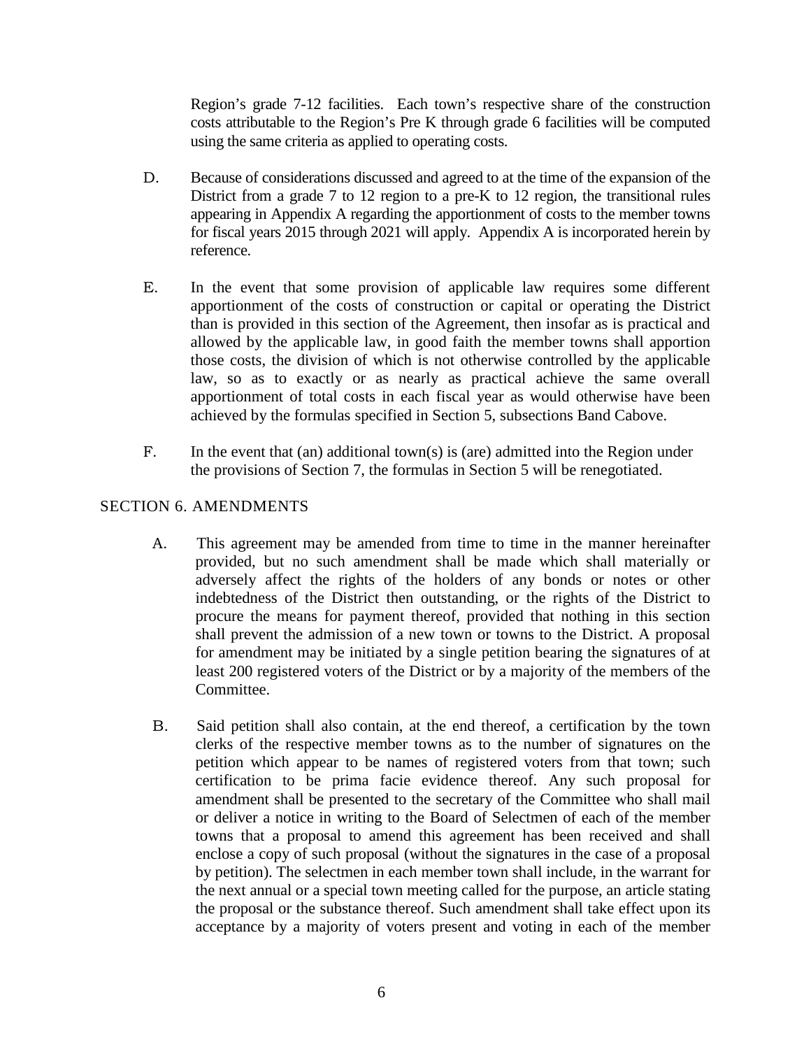Region's grade 7-12 facilities. Each town's respective share of the construction costs attributable to the Region's Pre K through grade 6 facilities will be computed using the same criteria as applied to operating costs.

D. Because of considerations discussed and agreed to at the time of the expansion of the District from a grade 7 to 12 region to a pre-K to 12 region, the transitional rules appearing in Appendix A regarding the apportionment of costs to the member towns for fiscal years 2015 through 2021 will apply. Appendix A is incorporated herein by reference.

E. In the event that some provision of applicable law requires some different apportionment of the costs of construction or capital or operating the District than is provided in this section of the Agreement, then insofar as is practical and allowed by the applicable law, in good faith the member towns shall apportion those costs, the division of which is not otherwise controlled by the applicable law, so as to exactly or as nearly as practical achieve the same overall apportionment of total costs in each fiscal year as would otherwise have been achieved by the formulas specified in Section 5, subsections Band Cabove.

F. In the event that (an) additional town(s) is (are) admitted into the Region under the provisions of Section 7, the formulas in Section 5 will be renegotiated.

## SECTION 6. AMENDMENTS

A. This agreement may be amended from time to time in the manner hereinafter provided, but no such amendment shall be made which shall materially or adversely affect the rights of the holders of any bonds or notes or other indebtedness of the District then outstanding, or the rights of the District to procure the means for payment thereof, provided that nothing in this section shall prevent the admission of a new town or towns to the District. A proposal for amendment may be initiated by a single petition bearing the signatures of at least 200 registered voters of the District or by a majority of the members of the Committee.

B. Said petition shall also contain, at the end thereof, a certification by the town clerks of the respective member towns as to the number of signatures on the petition which appear to be names of registered voters from that town; such certification to be prima facie evidence thereof. Any such proposal for amendment shall be presented to the secretary of the Committee who shall mail or deliver a notice in writing to the Board of Selectmen of each of the member towns that a proposal to amend this agreement has been received and shall enclose a copy of such proposal (without the signatures in the case of a proposal by petition). The selectmen in each member town shall include, in the warrant for the next annual or a special town meeting called for the purpose, an article stating the proposal or the substance thereof. Such amendment shall take effect upon its acceptance by a majority of voters present and voting in each of the member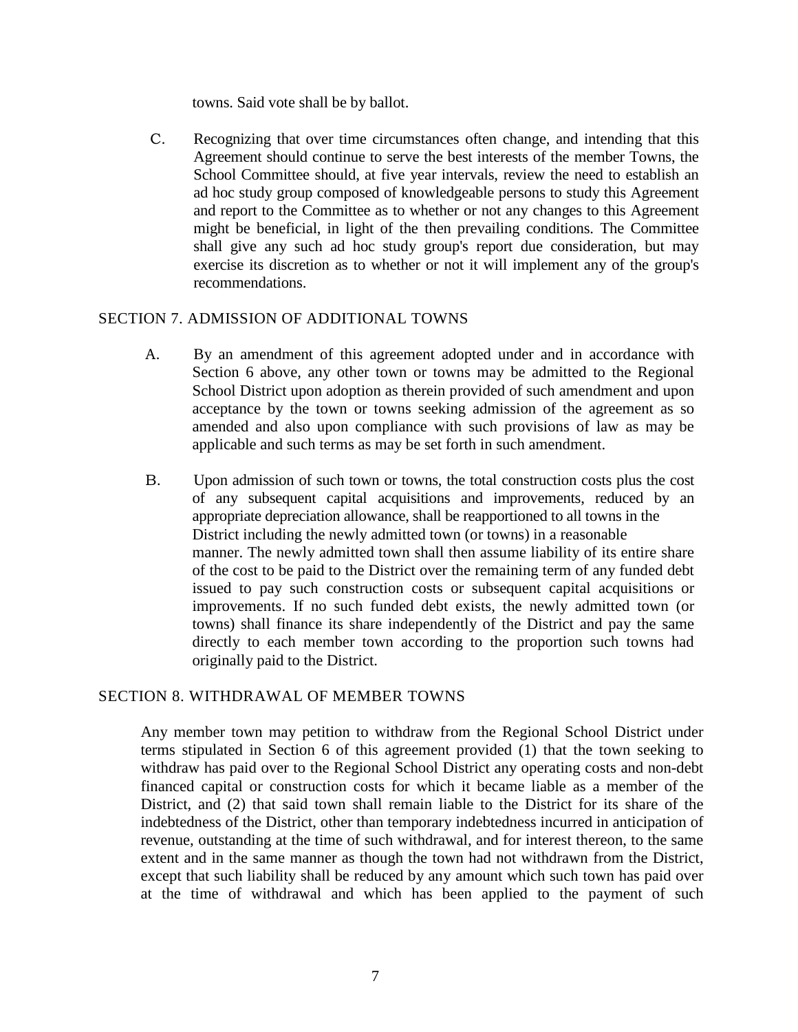towns. Said vote shall be by ballot.

C. Recognizing that over time circumstances often change, and intending that this Agreement should continue to serve the best interests of the member Towns, the School Committee should, at five year intervals, review the need to establish an ad hoc study group composed of knowledgeable persons to study this Agreement and report to the Committee as to whether or not any changes to this Agreement might be beneficial, in light of the then prevailing conditions. The Committee shall give any such ad hoc study group's report due consideration, but may exercise its discretion as to whether or not it will implement any of the group's recommendations.

## SECTION 7. ADMISSION OF ADDITIONAL TOWNS

A. By an amendment of this agreement adopted under and in accordance with Section 6 above, any other town or towns may be admitted to the Regional School District upon adoption as therein provided of such amendment and upon acceptance by the town or towns seeking admission of the agreement as so amended and also upon compliance with such provisions of law as may be applicable and such terms as may be set forth in such amendment.

B. Upon admission of such town or towns, the total construction costs plus the cost of any subsequent capital acquisitions and improvements, reduced by an appropriate depreciation allowance, shall be reapportioned to all towns in the District including the newly admitted town (or towns) in a reasonable manner. The newly admitted town shall then assume liability of its entire share of the cost to be paid to the District over the remaining term of any funded debt issued to pay such construction costs or subsequent capital acquisitions or improvements. If no such funded debt exists, the newly admitted town (or towns) shall finance its share independently of the District and pay the same directly to each member town according to the proportion such towns had originally paid to the District.

## SECTION 8. WITHDRAWAL OF MEMBER TOWNS

Any member town may petition to withdraw from the Regional School District under terms stipulated in Section 6 of this agreement provided (1) that the town seeking to withdraw has paid over to the Regional School District any operating costs and non-debt financed capital or construction costs for which it became liable as a member of the District, and (2) that said town shall remain liable to the District for its share of the indebtedness of the District, other than temporary indebtedness incurred in anticipation of revenue, outstanding at the time of such withdrawal, and for interest thereon, to the same extent and in the same manner as though the town had not withdrawn from the District, except that such liability shall be reduced by any amount which such town has paid over at the time of withdrawal and which has been applied to the payment of such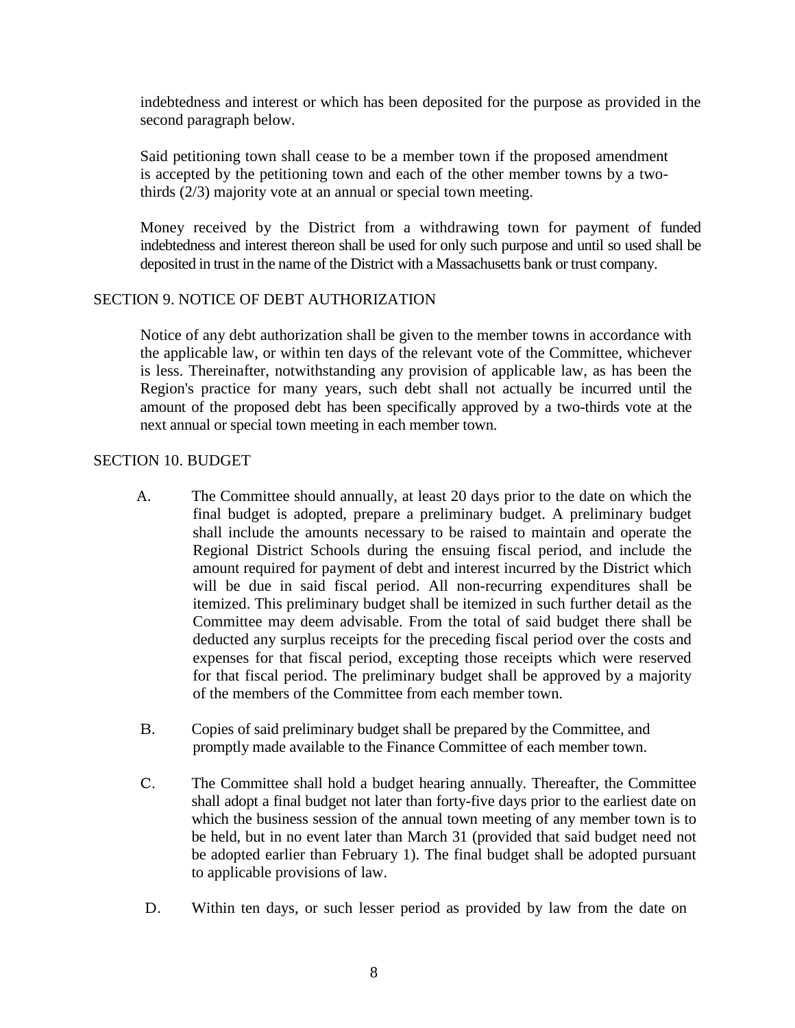indebtedness and interest or which has been deposited for the purpose as provided in the second paragraph below.

Said petitioning town shall cease to be a member town if the proposed amendment is accepted by the petitioning town and each of the other member towns by a two-thirds (2/3) majority vote at an annual or special town meeting.

Money received by the District from a withdrawing town for payment of funded indebtedness and interest thereon shall be used for only such purpose and until so used shall be deposited in trust in the name of the District with a Massachusetts bank or trust company.

## SECTION 9. NOTICE OF DEBT AUTHORIZATION

Notice of any debt authorization shall be given to the member towns in accordance with the applicable law, or within ten days of the relevant vote of the Committee, whichever is less. Thereinafter, notwithstanding any provision of applicable law, as has been the Region's practice for many years, such debt shall not actually be incurred until the amount of the proposed debt has been specifically approved by a two-thirds vote at the next annual or special town meeting in each member town.

## SECTION 10. BUDGET

A. The Committee should annually, at least 20 days prior to the date on which the final budget is adopted, prepare a preliminary budget. A preliminary budget shall include the amounts necessary to be raised to maintain and operate the Regional District Schools during the ensuing fiscal period, and include the amount required for payment of debt and interest incurred by the District which will be due in said fiscal period. All non-recurring expenditures shall be itemized. This preliminary budget shall be itemized in such further detail as the Committee may deem advisable. From the total of said budget there shall be deducted any surplus receipts for the preceding fiscal period over the costs and expenses for that fiscal period, excepting those receipts which were reserved for that fiscal period. The preliminary budget shall be approved by a majority of the members of the Committee from each member town.

B. Copies of said preliminary budget shall be prepared by the Committee, and promptly made available to the Finance Committee of each member town.

C. The Committee shall hold a budget hearing annually. Thereafter, the Committee shall adopt a final budget not later than forty-five days prior to the earliest date on which the business session of the annual town meeting of any member town is to be held, but in no event later than March 31 (provided that said budget need not be adopted earlier than February 1). The final budget shall be adopted pursuant to applicable provisions of law.

D. Within ten days, or such lesser period as provided by law from the date on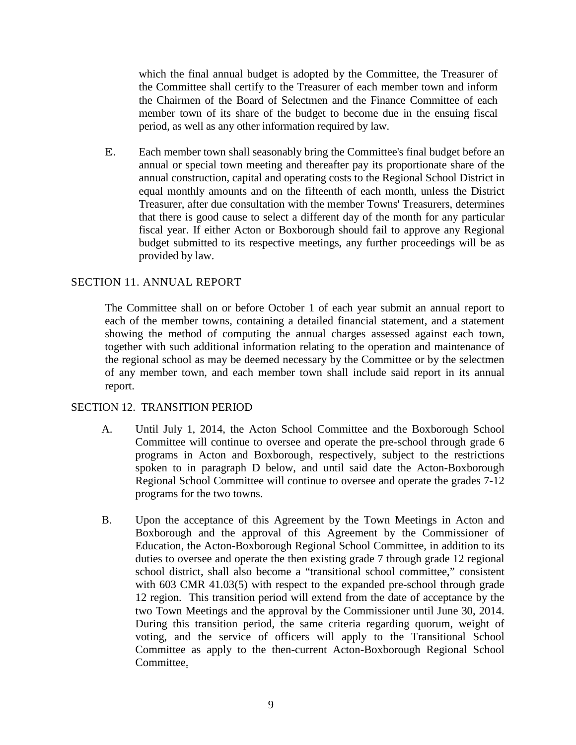which the final annual budget is adopted by the Committee, the Treasurer of the Committee shall certify to the Treasurer of each member town and inform the Chairmen of the Board of Selectmen and the Finance Committee of each member town of its share of the budget to become due in the ensuing fiscal period, as well as any other information required by law.

E. Each member town shall seasonably bring the Committee's final budget before an annual or special town meeting and thereafter pay its proportionate share of the annual construction, capital and operating costs to the Regional School District in equal monthly amounts and on the fifteenth of each month, unless the District Treasurer, after due consultation with the member Towns' Treasurers, determines that there is good cause to select a different day of the month for any particular fiscal year. If either Acton or Boxborough should fail to approve any Regional budget submitted to its respective meetings, any further proceedings will be as provided by law.

## SECTION 11. ANNUAL REPORT

The Committee shall on or before October 1 of each year submit an annual report to each of the member towns, containing a detailed financial statement, and a statement showing the method of computing the annual charges assessed against each town, together with such additional information relating to the operation and maintenance of the regional school as may be deemed necessary by the Committee or by the selectmen of any member town, and each member town shall include said report in its annual report.

## SECTION 12. TRANSITION PERIOD

A. Until July 1, 2014, the Acton School Committee and the Boxborough School Committee will continue to oversee and operate the pre-school through grade 6 programs in Acton and Boxborough, respectively, subject to the restrictions spoken to in paragraph D below, and until said date the Acton-Boxborough Regional School Committee will continue to oversee and operate the grades 7-12 programs for the two towns.

B. Upon the acceptance of this Agreement by the Town Meetings in Acton and Boxborough and the approval of this Agreement by the Commissioner of Education, the Acton-Boxborough Regional School Committee, in addition to its duties to oversee and operate the then existing grade 7 through grade 12 regional school district, shall also become a "transitional school committee," consistent with 603 CMR 41.03(5) with respect to the expanded pre-school through grade 12 region. This transition period will extend from the date of acceptance by the two Town Meetings and the approval by the Commissioner until June 30, 2014. During this transition period, the same criteria regarding quorum, weight of voting, and the service of officers will apply to the Transitional School Committee as apply to the then-current Acton-Boxborough Regional School Committee.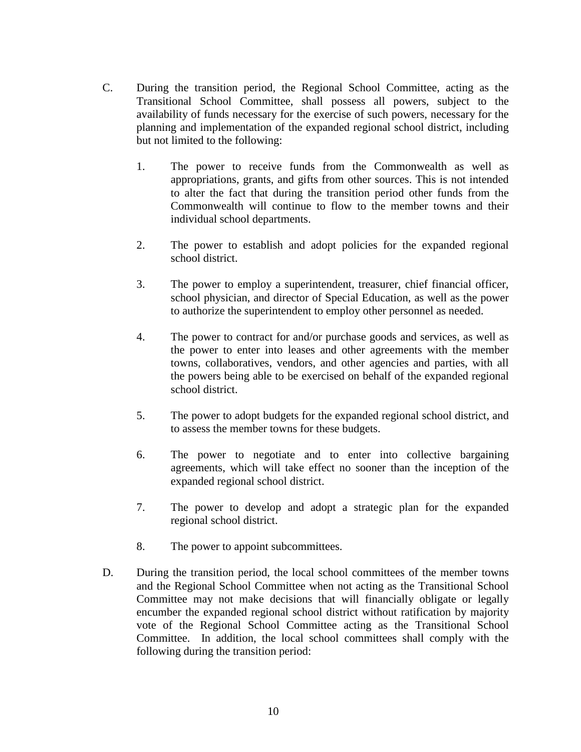C. During the transition period, the Regional School Committee, acting as the Transitional School Committee, shall possess all powers, subject to the availability of funds necessary for the exercise of such powers, necessary for the planning and implementation of the expanded regional school district, including but not limited to the following:

   1. The power to receive funds from the Commonwealth as well as appropriations, grants, and gifts from other sources. This is not intended to alter the fact that during the transition period other funds from the Commonwealth will continue to flow to the member towns and their individual school departments.

   2. The power to establish and adopt policies for the expanded regional school district.

   3. The power to employ a superintendent, treasurer, chief financial officer, school physician, and director of Special Education, as well as the power to authorize the superintendent to employ other personnel as needed.

   4. The power to contract for and/or purchase goods and services, as well as the power to enter into leases and other agreements with the member towns, collaboratives, vendors, and other agencies and parties, with all the powers being able to be exercised on behalf of the expanded regional school district.

   5. The power to adopt budgets for the expanded regional school district, and to assess the member towns for these budgets.

   6. The power to negotiate and to enter into collective bargaining agreements, which will take effect no sooner than the inception of the expanded regional school district.

   7. The power to develop and adopt a strategic plan for the expanded regional school district.

   8. The power to appoint subcommittees.

D. During the transition period, the local school committees of the member towns and the Regional School Committee when not acting as the Transitional School Committee may not make decisions that will financially obligate or legally encumber the expanded regional school district without ratification by majority vote of the Regional School Committee acting as the Transitional School Committee. In addition, the local school committees shall comply with the following during the transition period: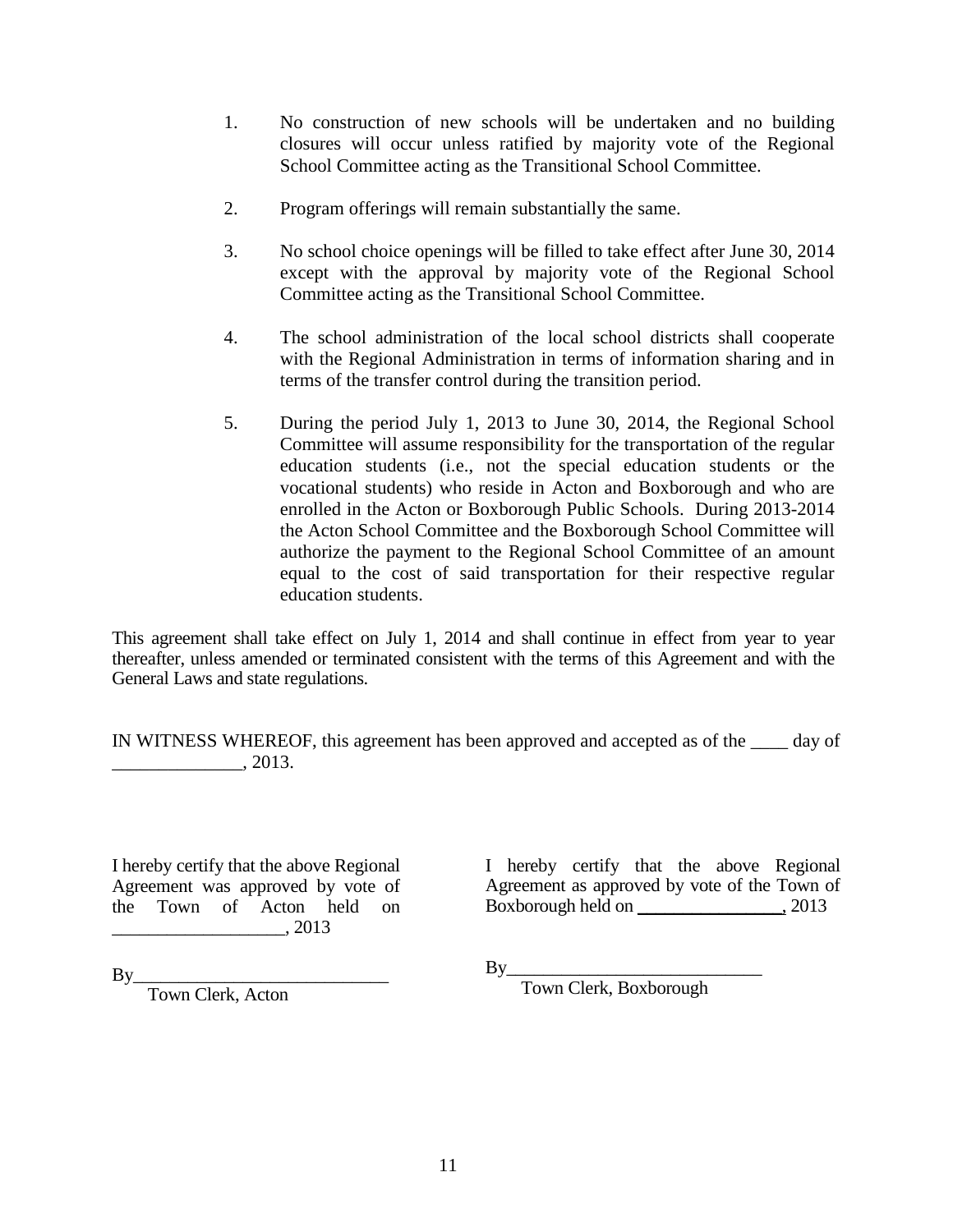1. No construction of new schools will be undertaken and no building closures will occur unless ratified by majority vote of the Regional School Committee acting as the Transitional School Committee.

2. Program offerings will remain substantially the same.

3. No school choice openings will be filled to take effect after June 30, 2014 except with the approval by majority vote of the Regional School Committee acting as the Transitional School Committee.

4. The school administration of the local school districts shall cooperate with the Regional Administration in terms of information sharing and in terms of the transfer control during the transition period.

5. During the period July 1, 2013 to June 30, 2014, the Regional School Committee will assume responsibility for the transportation of the regular education students (i.e., not the special education students or the vocational students) who reside in Acton and Boxborough and who are enrolled in the Acton or Boxborough Public Schools. During 2013-2014 the Acton School Committee and the Boxborough School Committee will authorize the payment to the Regional School Committee of an amount equal to the cost of said transportation for their respective regular education students.

This agreement shall take effect on July 1, 2014 and shall continue in effect from year to year thereafter, unless amended or terminated consistent with the terms of this Agreement and with the General Laws and state regulations.

IN WITNESS WHEREOF, this agreement has been approved and accepted as of the ____ day of ______________, 2013.

I hereby certify that the above Regional Agreement was approved by vote of the Town of Acton held on ___________________, 2013

By____________________________
Town Clerk, Acton

I hereby certify that the above Regional Agreement as approved by vote of the Town of Boxborough held on ________________, 2013

By___________________________
Town Clerk, Boxborough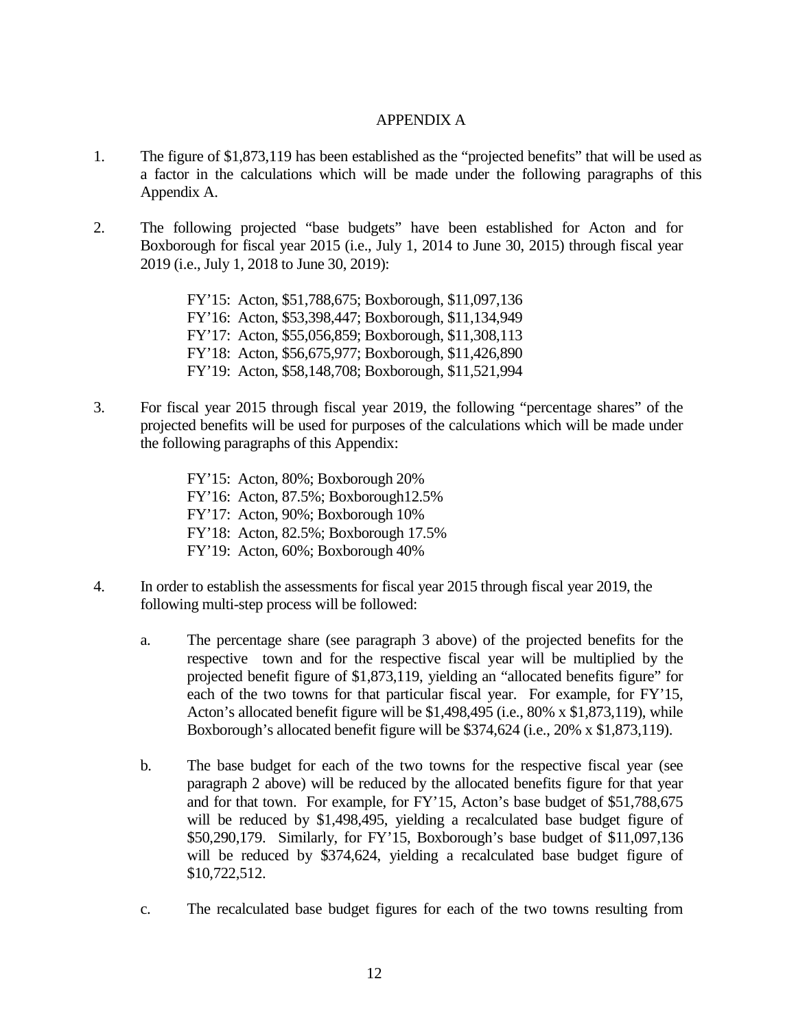# APPENDIX A

1. The figure of $1,873,119 has been established as the "projected benefits" that will be used as a factor in the calculations which will be made under the following paragraphs of this Appendix A.

2. The following projected "base budgets" have been established for Acton and for Boxborough for fiscal year 2015 (i.e., July 1, 2014 to June 30, 2015) through fiscal year 2019 (i.e., July 1, 2018 to June 30, 2019):

   FY'15: Acton, $51,788,675; Boxborough, $11,097,136
   FY'16: Acton, $53,398,447; Boxborough, $11,134,949
   FY'17: Acton, $55,056,859; Boxborough, $11,308,113
   FY'18: Acton, $56,675,977; Boxborough, $11,426,890
   FY'19: Acton, $58,148,708; Boxborough, $11,521,994

3. For fiscal year 2015 through fiscal year 2019, the following "percentage shares" of the projected benefits will be used for purposes of the calculations which will be made under the following paragraphs of this Appendix:

   FY'15: Acton, 80%; Boxborough 20%
   FY'16: Acton, 87.5%; Boxborough12.5%
   FY'17: Acton, 90%; Boxborough 10%
   FY'18: Acton, 82.5%; Boxborough 17.5%
   FY'19: Acton, 60%; Boxborough 40%

4. In order to establish the assessments for fiscal year 2015 through fiscal year 2019, the following multi-step process will be followed:

   a. The percentage share (see paragraph 3 above) of the projected benefits for the respective town and for the respective fiscal year will be multiplied by the projected benefit figure of $1,873,119, yielding an "allocated benefits figure" for each of the two towns for that particular fiscal year. For example, for FY'15, Acton's allocated benefit figure will be $1,498,495 (i.e., 80% x $1,873,119), while Boxborough's allocated benefit figure will be $374,624 (i.e., 20% x $1,873,119).

   b. The base budget for each of the two towns for the respective fiscal year (see paragraph 2 above) will be reduced by the allocated benefits figure for that year and for that town. For example, for FY'15, Acton's base budget of $51,788,675 will be reduced by $1,498,495, yielding a recalculated base budget figure of $50,290,179. Similarly, for FY'15, Boxborough's base budget of $11,097,136 will be reduced by $374,624, yielding a recalculated base budget figure of $10,722,512.

   c. The recalculated base budget figures for each of the two towns resulting from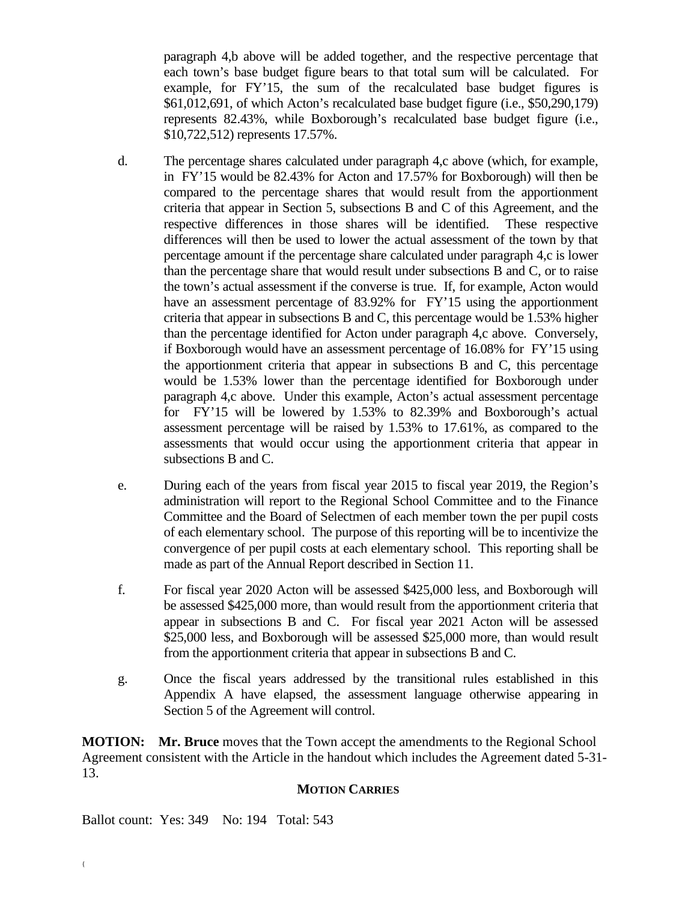paragraph 4,b above will be added together, and the respective percentage that each town's base budget figure bears to that total sum will be calculated. For example, for FY'15, the sum of the recalculated base budget figures is $61,012,691, of which Acton's recalculated base budget figure (i.e., $50,290,179) represents 82.43%, while Boxborough's recalculated base budget figure (i.e., $10,722,512) represents 17.57%.

d. The percentage shares calculated under paragraph 4,c above (which, for example, in FY'15 would be 82.43% for Acton and 17.57% for Boxborough) will then be compared to the percentage shares that would result from the apportionment criteria that appear in Section 5, subsections B and C of this Agreement, and the respective differences in those shares will be identified. These respective differences will then be used to lower the actual assessment of the town by that percentage amount if the percentage share calculated under paragraph 4,c is lower than the percentage share that would result under subsections B and C, or to raise the town's actual assessment if the converse is true. If, for example, Acton would have an assessment percentage of 83.92% for FY'15 using the apportionment criteria that appear in subsections B and C, this percentage would be 1.53% higher than the percentage identified for Acton under paragraph 4,c above. Conversely, if Boxborough would have an assessment percentage of 16.08% for FY'15 using the apportionment criteria that appear in subsections B and C, this percentage would be 1.53% lower than the percentage identified for Boxborough under paragraph 4,c above. Under this example, Acton's actual assessment percentage for FY'15 will be lowered by 1.53% to 82.39% and Boxborough's actual assessment percentage will be raised by 1.53% to 17.61%, as compared to the assessments that would occur using the apportionment criteria that appear in subsections B and C.

e. During each of the years from fiscal year 2015 to fiscal year 2019, the Region's administration will report to the Regional School Committee and to the Finance Committee and the Board of Selectmen of each member town the per pupil costs of each elementary school. The purpose of this reporting will be to incentivize the convergence of per pupil costs at each elementary school. This reporting shall be made as part of the Annual Report described in Section 11.

f. For fiscal year 2020 Acton will be assessed $425,000 less, and Boxborough will be assessed $425,000 more, than would result from the apportionment criteria that appear in subsections B and C. For fiscal year 2021 Acton will be assessed $25,000 less, and Boxborough will be assessed $25,000 more, than would result from the apportionment criteria that appear in subsections B and C.

g. Once the fiscal years addressed by the transitional rules established in this Appendix A have elapsed, the assessment language otherwise appearing in Section 5 of the Agreement will control.

**MOTION:** **Mr. Bruce** moves that the Town accept the amendments to the Regional School Agreement consistent with the Article in the handout which includes the Agreement dated 5-31-13.

**MOTION CARRIES**

Ballot count: Yes: 349 No: 194 Total: 543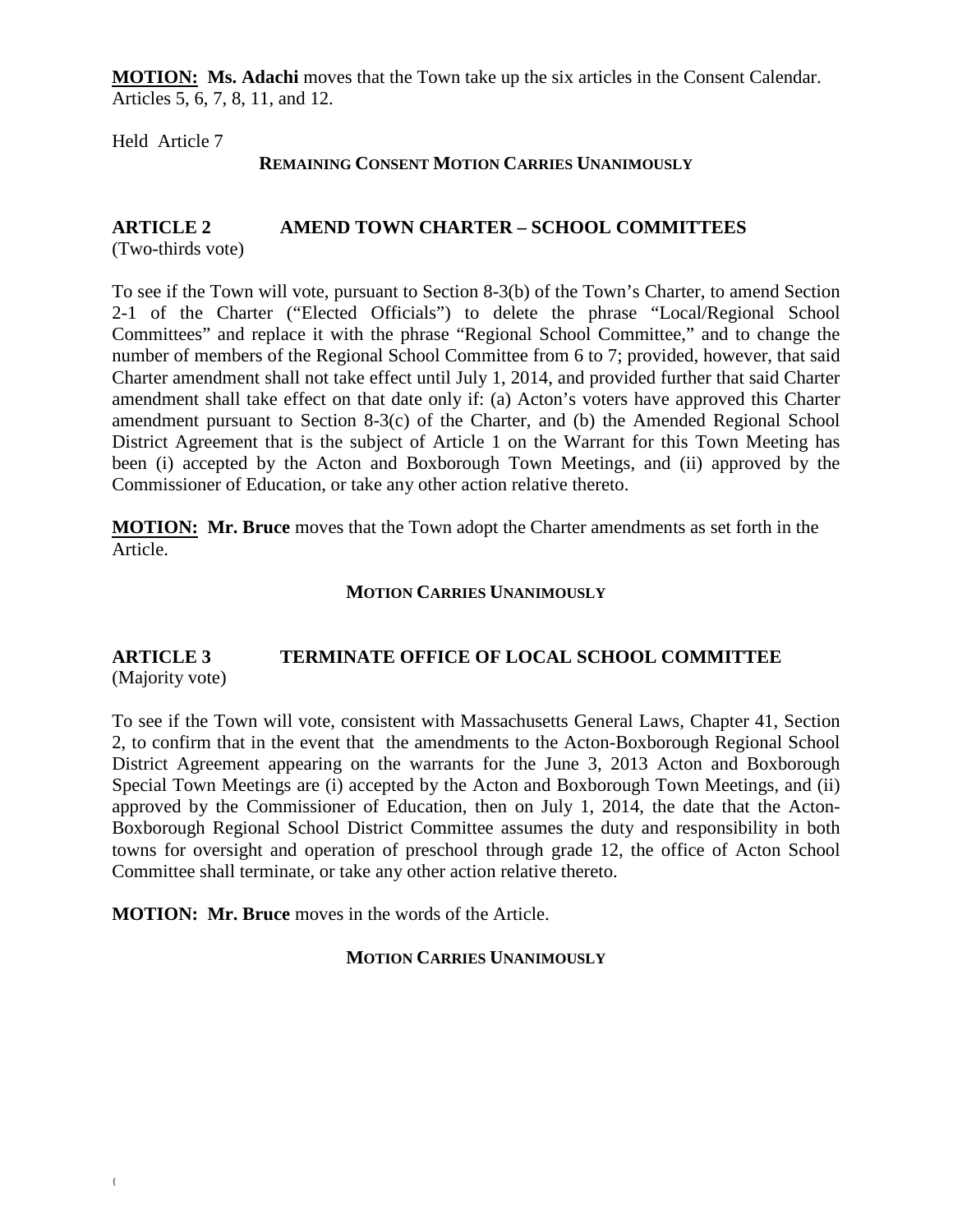**MOTION: Ms. Adachi** moves that the Town take up the six articles in the Consent Calendar. Articles 5, 6, 7, 8, 11, and 12.

Held Article 7

**REMAINING CONSENT MOTION CARRIES UNANIMOUSLY**

## ARTICLE 2 AMEND TOWN CHARTER – SCHOOL COMMITTEES

(Two-thirds vote)

To see if the Town will vote, pursuant to Section 8-3(b) of the Town's Charter, to amend Section 2-1 of the Charter ("Elected Officials") to delete the phrase "Local/Regional School Committees" and replace it with the phrase "Regional School Committee," and to change the number of members of the Regional School Committee from 6 to 7; provided, however, that said Charter amendment shall not take effect until July 1, 2014, and provided further that said Charter amendment shall take effect on that date only if: (a) Acton's voters have approved this Charter amendment pursuant to Section 8-3(c) of the Charter, and (b) the Amended Regional School District Agreement that is the subject of Article 1 on the Warrant for this Town Meeting has been (i) accepted by the Acton and Boxborough Town Meetings, and (ii) approved by the Commissioner of Education, or take any other action relative thereto.

**MOTION: Mr. Bruce** moves that the Town adopt the Charter amendments as set forth in the Article.

**MOTION CARRIES UNANIMOUSLY**

## ARTICLE 3 TERMINATE OFFICE OF LOCAL SCHOOL COMMITTEE

(Majority vote)

To see if the Town will vote, consistent with Massachusetts General Laws, Chapter 41, Section 2, to confirm that in the event that the amendments to the Acton-Boxborough Regional School District Agreement appearing on the warrants for the June 3, 2013 Acton and Boxborough Special Town Meetings are (i) accepted by the Acton and Boxborough Town Meetings, and (ii) approved by the Commissioner of Education, then on July 1, 2014, the date that the Acton-Boxborough Regional School District Committee assumes the duty and responsibility in both towns for oversight and operation of preschool through grade 12, the office of Acton School Committee shall terminate, or take any other action relative thereto.

**MOTION: Mr. Bruce** moves in the words of the Article.

**MOTION CARRIES UNANIMOUSLY**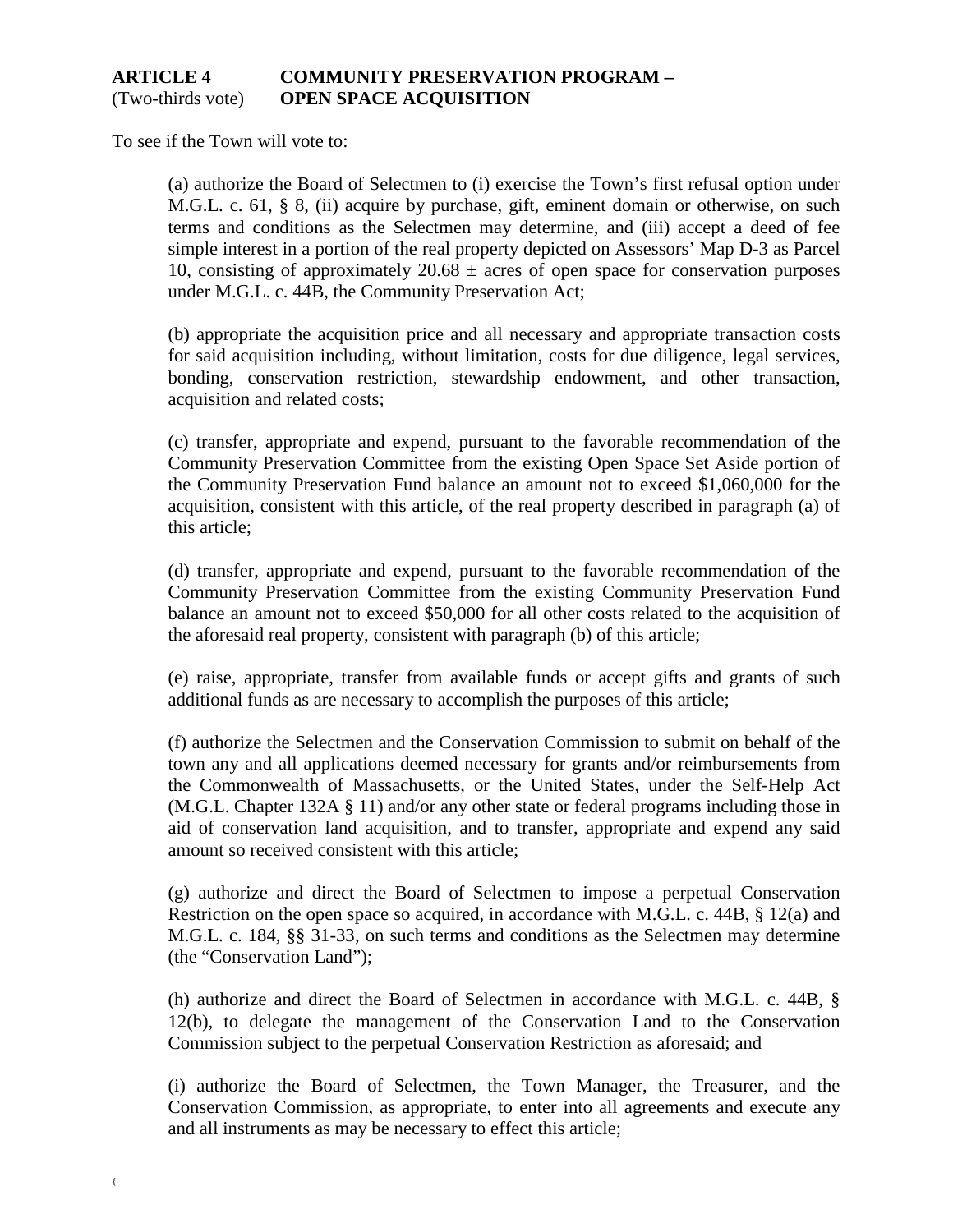**ARTICLE 4 COMMUNITY PRESERVATION PROGRAM –**
(Two-thirds vote) **OPEN SPACE ACQUISITION**

To see if the Town will vote to:

(a) authorize the Board of Selectmen to (i) exercise the Town's first refusal option under M.G.L. c. 61, § 8, (ii) acquire by purchase, gift, eminent domain or otherwise, on such terms and conditions as the Selectmen may determine, and (iii) accept a deed of fee simple interest in a portion of the real property depicted on Assessors' Map D-3 as Parcel 10, consisting of approximately 20.68 ± acres of open space for conservation purposes under M.G.L. c. 44B, the Community Preservation Act;

(b) appropriate the acquisition price and all necessary and appropriate transaction costs for said acquisition including, without limitation, costs for due diligence, legal services, bonding, conservation restriction, stewardship endowment, and other transaction, acquisition and related costs;

(c) transfer, appropriate and expend, pursuant to the favorable recommendation of the Community Preservation Committee from the existing Open Space Set Aside portion of the Community Preservation Fund balance an amount not to exceed $1,060,000 for the acquisition, consistent with this article, of the real property described in paragraph (a) of this article;

(d) transfer, appropriate and expend, pursuant to the favorable recommendation of the Community Preservation Committee from the existing Community Preservation Fund balance an amount not to exceed $50,000 for all other costs related to the acquisition of the aforesaid real property, consistent with paragraph (b) of this article;

(e) raise, appropriate, transfer from available funds or accept gifts and grants of such additional funds as are necessary to accomplish the purposes of this article;

(f) authorize the Selectmen and the Conservation Commission to submit on behalf of the town any and all applications deemed necessary for grants and/or reimbursements from the Commonwealth of Massachusetts, or the United States, under the Self-Help Act (M.G.L. Chapter 132A § 11) and/or any other state or federal programs including those in aid of conservation land acquisition, and to transfer, appropriate and expend any said amount so received consistent with this article;

(g) authorize and direct the Board of Selectmen to impose a perpetual Conservation Restriction on the open space so acquired, in accordance with M.G.L. c. 44B, § 12(a) and M.G.L. c. 184, §§ 31-33, on such terms and conditions as the Selectmen may determine (the "Conservation Land");

(h) authorize and direct the Board of Selectmen in accordance with M.G.L. c. 44B, § 12(b), to delegate the management of the Conservation Land to the Conservation Commission subject to the perpetual Conservation Restriction as aforesaid; and

(i) authorize the Board of Selectmen, the Town Manager, the Treasurer, and the Conservation Commission, as appropriate, to enter into all agreements and execute any and all instruments as may be necessary to effect this article;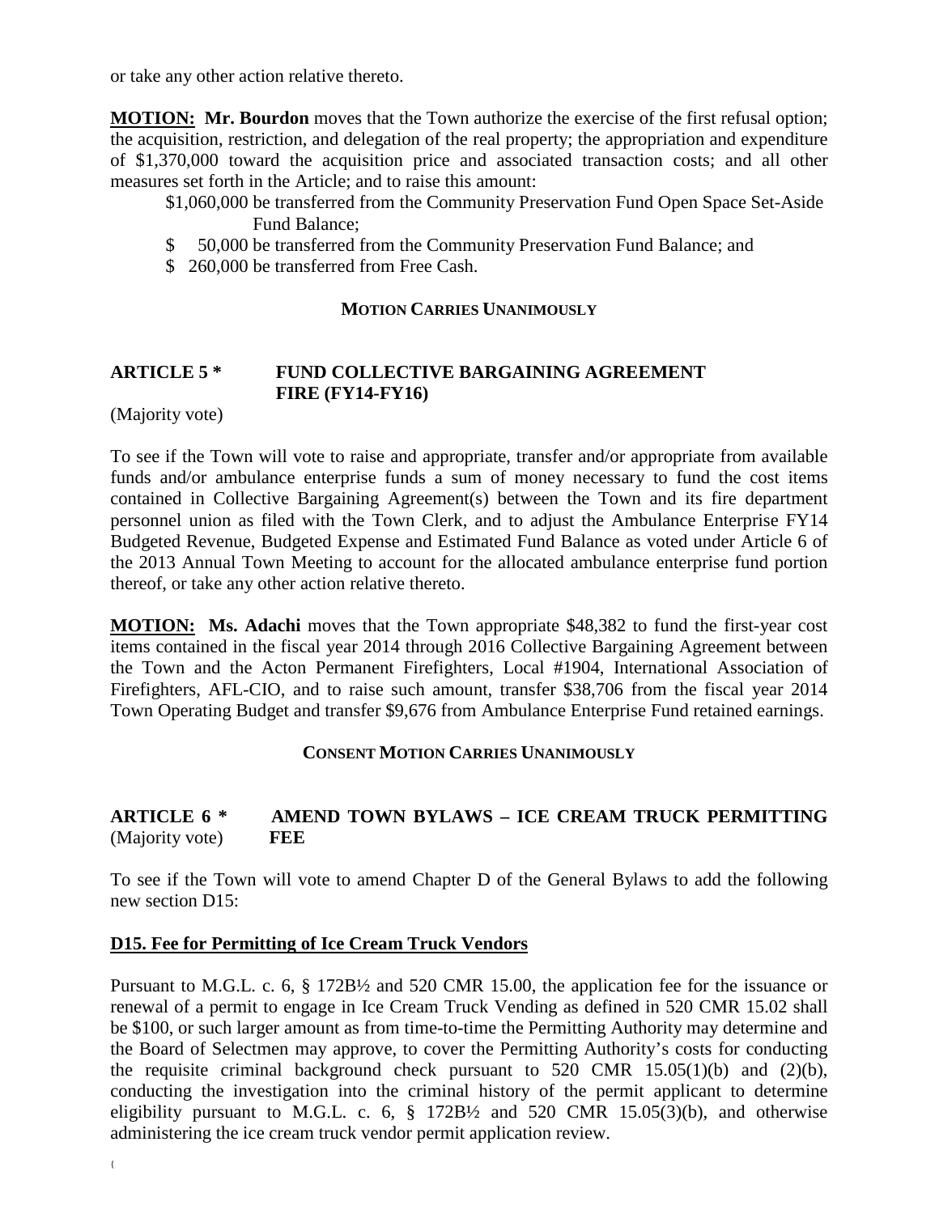or take any other action relative thereto.

**MOTION: Mr. Bourdon** moves that the Town authorize the exercise of the first refusal option; the acquisition, restriction, and delegation of the real property; the appropriation and expenditure of $1,370,000 toward the acquisition price and associated transaction costs; and all other measures set forth in the Article; and to raise this amount:

$1,060,000 be transferred from the Community Preservation Fund Open Space Set-Aside Fund Balance;
$ 50,000 be transferred from the Community Preservation Fund Balance; and
$ 260,000 be transferred from Free Cash.

**MOTION CARRIES UNANIMOUSLY**

## ARTICLE 5 * FUND COLLECTIVE BARGAINING AGREEMENT FIRE (FY14-FY16)

(Majority vote)

To see if the Town will vote to raise and appropriate, transfer and/or appropriate from available funds and/or ambulance enterprise funds a sum of money necessary to fund the cost items contained in Collective Bargaining Agreement(s) between the Town and its fire department personnel union as filed with the Town Clerk, and to adjust the Ambulance Enterprise FY14 Budgeted Revenue, Budgeted Expense and Estimated Fund Balance as voted under Article 6 of the 2013 Annual Town Meeting to account for the allocated ambulance enterprise fund portion thereof, or take any other action relative thereto.

**MOTION: Ms. Adachi** moves that the Town appropriate $48,382 to fund the first-year cost items contained in the fiscal year 2014 through 2016 Collective Bargaining Agreement between the Town and the Acton Permanent Firefighters, Local #1904, International Association of Firefighters, AFL-CIO, and to raise such amount, transfer $38,706 from the fiscal year 2014 Town Operating Budget and transfer $9,676 from Ambulance Enterprise Fund retained earnings.

**CONSENT MOTION CARRIES UNANIMOUSLY**

## ARTICLE 6 * AMEND TOWN BYLAWS – ICE CREAM TRUCK PERMITTING FEE

(Majority vote)

To see if the Town will vote to amend Chapter D of the General Bylaws to add the following new section D15:

**D15. Fee for Permitting of Ice Cream Truck Vendors**

Pursuant to M.G.L. c. 6, § 172B½ and 520 CMR 15.00, the application fee for the issuance or renewal of a permit to engage in Ice Cream Truck Vending as defined in 520 CMR 15.02 shall be $100, or such larger amount as from time-to-time the Permitting Authority may determine and the Board of Selectmen may approve, to cover the Permitting Authority's costs for conducting the requisite criminal background check pursuant to 520 CMR 15.05(1)(b) and (2)(b), conducting the investigation into the criminal history of the permit applicant to determine eligibility pursuant to M.G.L. c. 6, § 172B½ and 520 CMR 15.05(3)(b), and otherwise administering the ice cream truck vendor permit application review.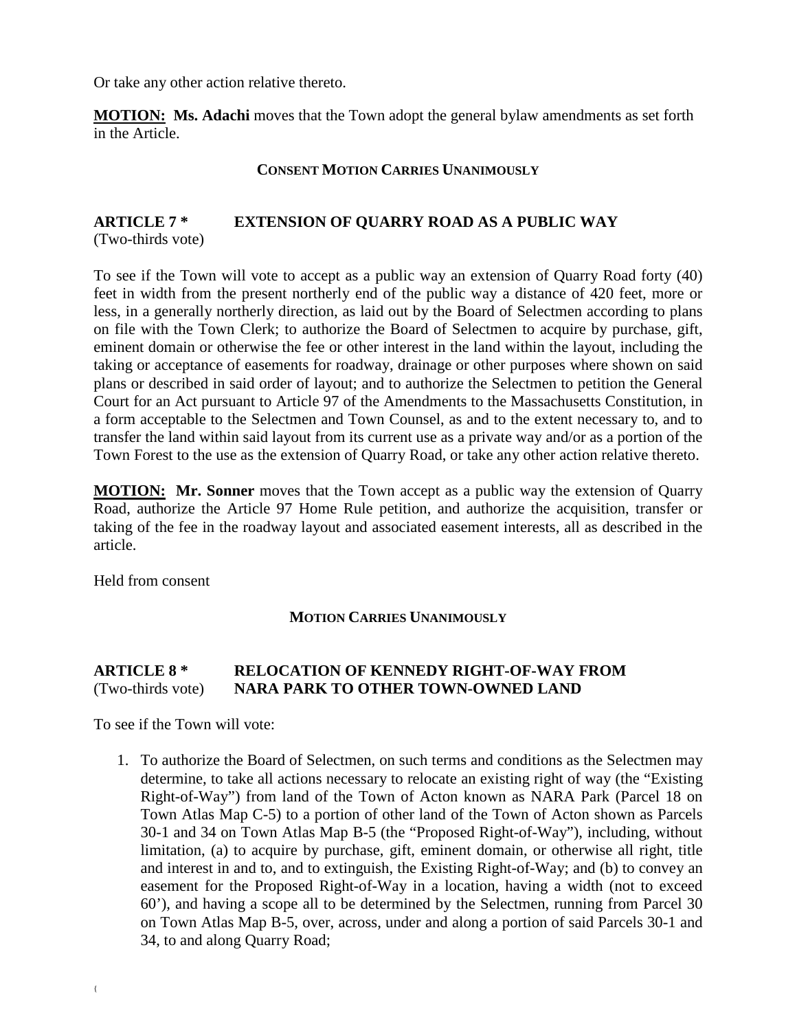Or take any other action relative thereto.

**MOTION: Ms. Adachi** moves that the Town adopt the general bylaw amendments as set forth in the Article.

**CONSENT MOTION CARRIES UNANIMOUSLY**

## ARTICLE 7 * EXTENSION OF QUARRY ROAD AS A PUBLIC WAY

(Two-thirds vote)

To see if the Town will vote to accept as a public way an extension of Quarry Road forty (40) feet in width from the present northerly end of the public way a distance of 420 feet, more or less, in a generally northerly direction, as laid out by the Board of Selectmen according to plans on file with the Town Clerk; to authorize the Board of Selectmen to acquire by purchase, gift, eminent domain or otherwise the fee or other interest in the land within the layout, including the taking or acceptance of easements for roadway, drainage or other purposes where shown on said plans or described in said order of layout; and to authorize the Selectmen to petition the General Court for an Act pursuant to Article 97 of the Amendments to the Massachusetts Constitution, in a form acceptable to the Selectmen and Town Counsel, as and to the extent necessary to, and to transfer the land within said layout from its current use as a private way and/or as a portion of the Town Forest to the use as the extension of Quarry Road, or take any other action relative thereto.

**MOTION: Mr. Sonner** moves that the Town accept as a public way the extension of Quarry Road, authorize the Article 97 Home Rule petition, and authorize the acquisition, transfer or taking of the fee in the roadway layout and associated easement interests, all as described in the article.

Held from consent

**MOTION CARRIES UNANIMOUSLY**

## ARTICLE 8 * RELOCATION OF KENNEDY RIGHT-OF-WAY FROM NARA PARK TO OTHER TOWN-OWNED LAND

(Two-thirds vote)

To see if the Town will vote:

1. To authorize the Board of Selectmen, on such terms and conditions as the Selectmen may determine, to take all actions necessary to relocate an existing right of way (the "Existing Right-of-Way") from land of the Town of Acton known as NARA Park (Parcel 18 on Town Atlas Map C-5) to a portion of other land of the Town of Acton shown as Parcels 30-1 and 34 on Town Atlas Map B-5 (the "Proposed Right-of-Way"), including, without limitation, (a) to acquire by purchase, gift, eminent domain, or otherwise all right, title and interest in and to, and to extinguish, the Existing Right-of-Way; and (b) to convey an easement for the Proposed Right-of-Way in a location, having a width (not to exceed 60'), and having a scope all to be determined by the Selectmen, running from Parcel 30 on Town Atlas Map B-5, over, across, under and along a portion of said Parcels 30-1 and 34, to and along Quarry Road;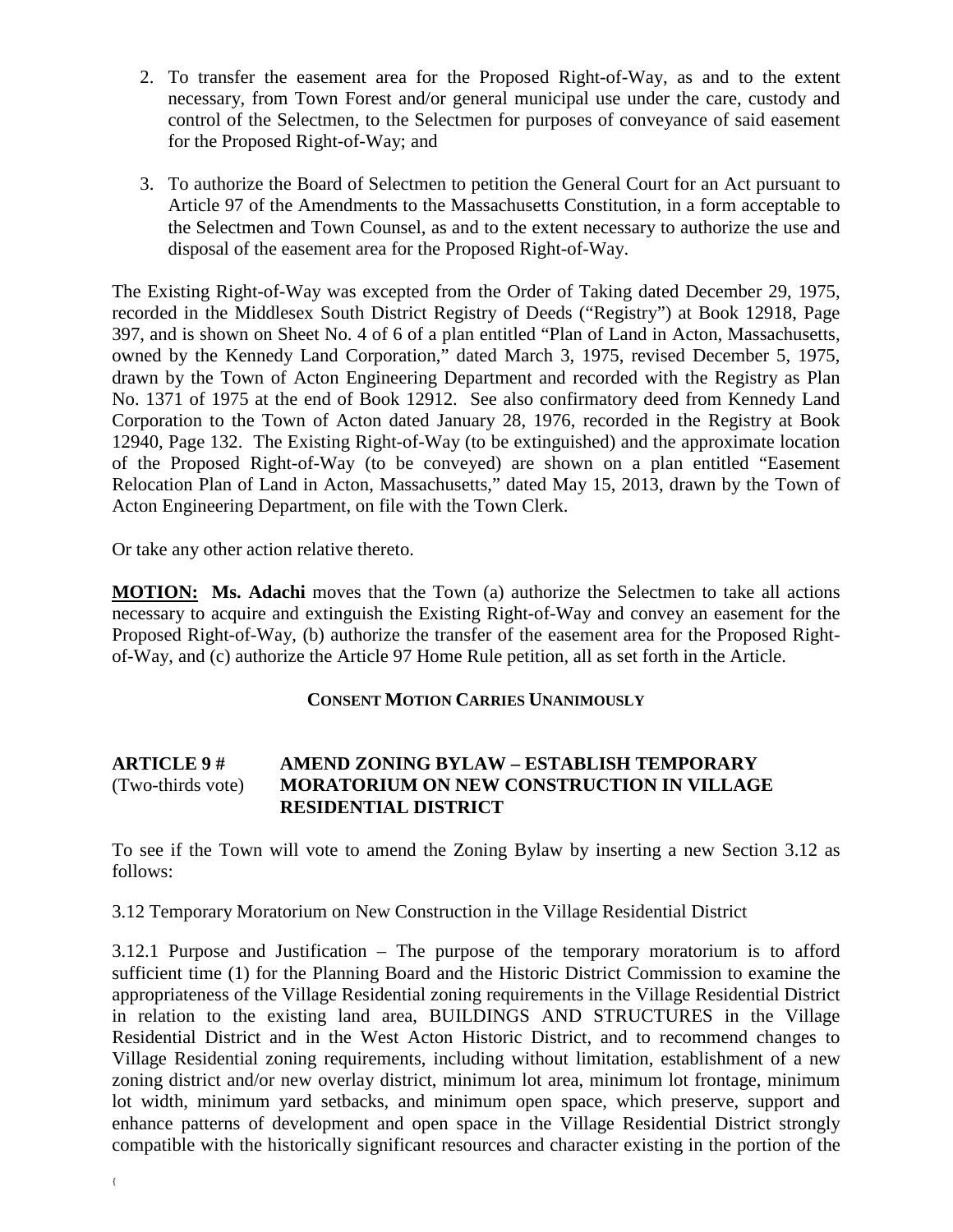2. To transfer the easement area for the Proposed Right-of-Way, as and to the extent necessary, from Town Forest and/or general municipal use under the care, custody and control of the Selectmen, to the Selectmen for purposes of conveyance of said easement for the Proposed Right-of-Way; and

3. To authorize the Board of Selectmen to petition the General Court for an Act pursuant to Article 97 of the Amendments to the Massachusetts Constitution, in a form acceptable to the Selectmen and Town Counsel, as and to the extent necessary to authorize the use and disposal of the easement area for the Proposed Right-of-Way.

The Existing Right-of-Way was excepted from the Order of Taking dated December 29, 1975, recorded in the Middlesex South District Registry of Deeds ("Registry") at Book 12918, Page 397, and is shown on Sheet No. 4 of 6 of a plan entitled "Plan of Land in Acton, Massachusetts, owned by the Kennedy Land Corporation," dated March 3, 1975, revised December 5, 1975, drawn by the Town of Acton Engineering Department and recorded with the Registry as Plan No. 1371 of 1975 at the end of Book 12912. See also confirmatory deed from Kennedy Land Corporation to the Town of Acton dated January 28, 1976, recorded in the Registry at Book 12940, Page 132. The Existing Right-of-Way (to be extinguished) and the approximate location of the Proposed Right-of-Way (to be conveyed) are shown on a plan entitled "Easement Relocation Plan of Land in Acton, Massachusetts," dated May 15, 2013, drawn by the Town of Acton Engineering Department, on file with the Town Clerk.

Or take any other action relative thereto.

**MOTION:** **Ms. Adachi** moves that the Town (a) authorize the Selectmen to take all actions necessary to acquire and extinguish the Existing Right-of-Way and convey an easement for the Proposed Right-of-Way, (b) authorize the transfer of the easement area for the Proposed Right-of-Way, and (c) authorize the Article 97 Home Rule petition, all as set forth in the Article.

**CONSENT MOTION CARRIES UNANIMOUSLY**

**ARTICLE 9 #** (Two-thirds vote) **AMEND ZONING BYLAW – ESTABLISH TEMPORARY MORATORIUM ON NEW CONSTRUCTION IN VILLAGE RESIDENTIAL DISTRICT**

To see if the Town will vote to amend the Zoning Bylaw by inserting a new Section 3.12 as follows:

3.12 Temporary Moratorium on New Construction in the Village Residential District

3.12.1 Purpose and Justification – The purpose of the temporary moratorium is to afford sufficient time (1) for the Planning Board and the Historic District Commission to examine the appropriateness of the Village Residential zoning requirements in the Village Residential District in relation to the existing land area, BUILDINGS AND STRUCTURES in the Village Residential District and in the West Acton Historic District, and to recommend changes to Village Residential zoning requirements, including without limitation, establishment of a new zoning district and/or new overlay district, minimum lot area, minimum lot frontage, minimum lot width, minimum yard setbacks, and minimum open space, which preserve, support and enhance patterns of development and open space in the Village Residential District strongly compatible with the historically significant resources and character existing in the portion of the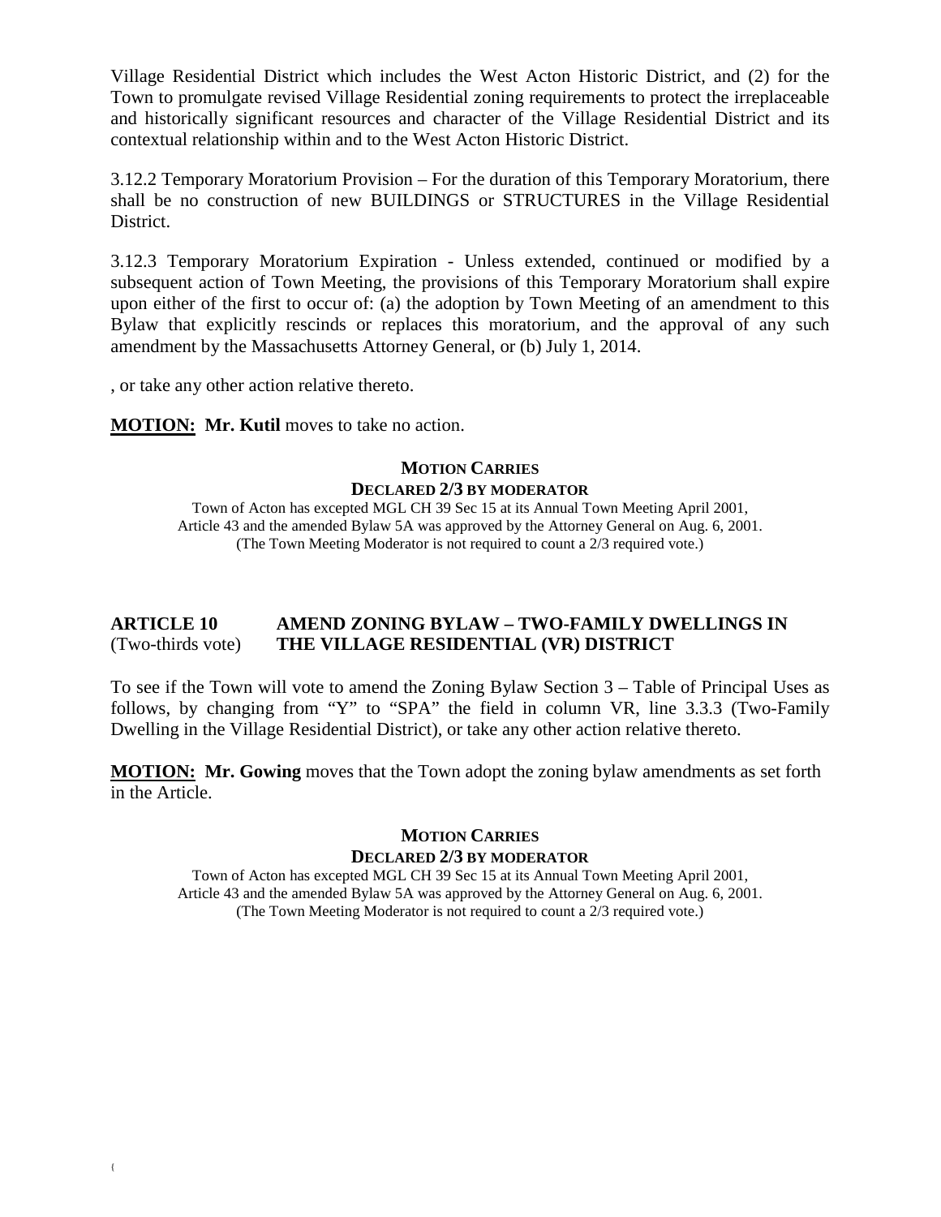Village Residential District which includes the West Acton Historic District, and (2) for the Town to promulgate revised Village Residential zoning requirements to protect the irreplaceable and historically significant resources and character of the Village Residential District and its contextual relationship within and to the West Acton Historic District.

3.12.2 Temporary Moratorium Provision – For the duration of this Temporary Moratorium, there shall be no construction of new BUILDINGS or STRUCTURES in the Village Residential District.

3.12.3 Temporary Moratorium Expiration - Unless extended, continued or modified by a subsequent action of Town Meeting, the provisions of this Temporary Moratorium shall expire upon either of the first to occur of: (a) the adoption by Town Meeting of an amendment to this Bylaw that explicitly rescinds or replaces this moratorium, and the approval of any such amendment by the Massachusetts Attorney General, or (b) July 1, 2014.

, or take any other action relative thereto.

**MOTION: Mr. Kutil** moves to take no action.

**MOTION CARRIES**
**DECLARED 2/3 BY MODERATOR**

Town of Acton has excepted MGL CH 39 Sec 15 at its Annual Town Meeting April 2001, Article 43 and the amended Bylaw 5A was approved by the Attorney General on Aug. 6, 2001. (The Town Meeting Moderator is not required to count a 2/3 required vote.)

## ARTICLE 10 AMEND ZONING BYLAW – TWO-FAMILY DWELLINGS IN THE VILLAGE RESIDENTIAL (VR) DISTRICT
(Two-thirds vote)

To see if the Town will vote to amend the Zoning Bylaw Section 3 – Table of Principal Uses as follows, by changing from "Y" to "SPA" the field in column VR, line 3.3.3 (Two-Family Dwelling in the Village Residential District), or take any other action relative thereto.

**MOTION: Mr. Gowing** moves that the Town adopt the zoning bylaw amendments as set forth in the Article.

**MOTION CARRIES**
**DECLARED 2/3 BY MODERATOR**

Town of Acton has excepted MGL CH 39 Sec 15 at its Annual Town Meeting April 2001, Article 43 and the amended Bylaw 5A was approved by the Attorney General on Aug. 6, 2001. (The Town Meeting Moderator is not required to count a 2/3 required vote.)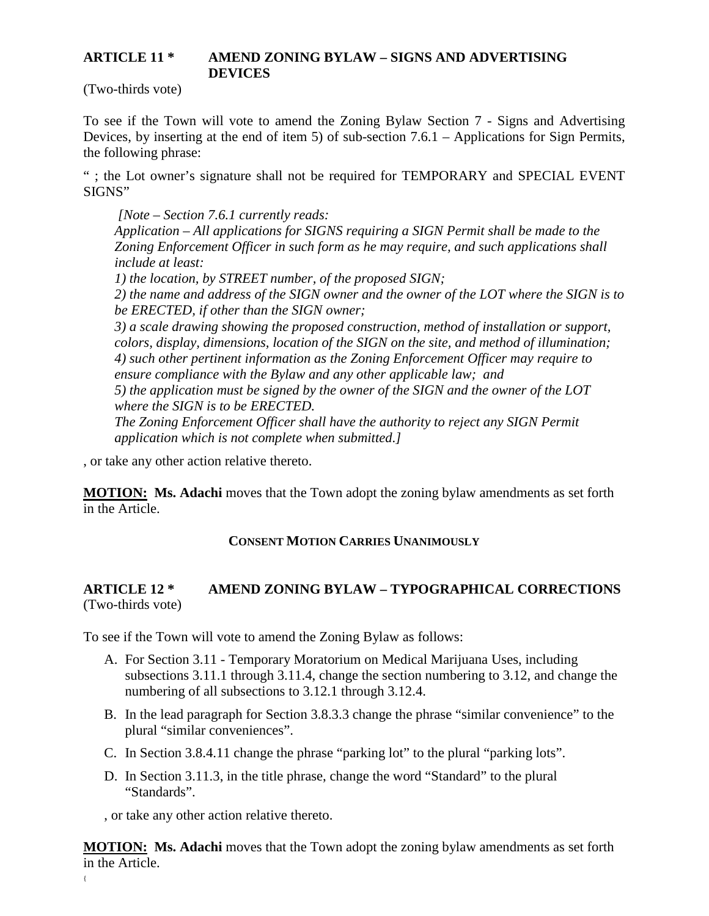**ARTICLE 11 \*	AMEND ZONING BYLAW – SIGNS AND ADVERTISING DEVICES**

(Two-thirds vote)

To see if the Town will vote to amend the Zoning Bylaw Section 7 - Signs and Advertising Devices, by inserting at the end of item 5) of sub-section 7.6.1 – Applications for Sign Permits, the following phrase:

" ; the Lot owner's signature shall not be required for TEMPORARY and SPECIAL EVENT SIGNS"

> *[Note – Section 7.6.1 currently reads:*
> *Application – All applications for SIGNS requiring a SIGN Permit shall be made to the Zoning Enforcement Officer in such form as he may require, and such applications shall include at least:*
> *1) the location, by STREET number, of the proposed SIGN;*
> *2) the name and address of the SIGN owner and the owner of the LOT where the SIGN is to be ERECTED, if other than the SIGN owner;*
> *3) a scale drawing showing the proposed construction, method of installation or support, colors, display, dimensions, location of the SIGN on the site, and method of illumination;*
> *4) such other pertinent information as the Zoning Enforcement Officer may require to ensure compliance with the Bylaw and any other applicable law; and*
> *5) the application must be signed by the owner of the SIGN and the owner of the LOT where the SIGN is to be ERECTED.*
> *The Zoning Enforcement Officer shall have the authority to reject any SIGN Permit application which is not complete when submitted.]*

, or take any other action relative thereto.

**MOTION: Ms. Adachi** moves that the Town adopt the zoning bylaw amendments as set forth in the Article.

**CONSENT MOTION CARRIES UNANIMOUSLY**

**ARTICLE 12 \*	AMEND ZONING BYLAW – TYPOGRAPHICAL CORRECTIONS**

(Two-thirds vote)

To see if the Town will vote to amend the Zoning Bylaw as follows:

A. For Section 3.11 - Temporary Moratorium on Medical Marijuana Uses, including subsections 3.11.1 through 3.11.4, change the section numbering to 3.12, and change the numbering of all subsections to 3.12.1 through 3.12.4.
B. In the lead paragraph for Section 3.8.3.3 change the phrase "similar convenience" to the plural "similar conveniences".
C. In Section 3.8.4.11 change the phrase "parking lot" to the plural "parking lots".
D. In Section 3.11.3, in the title phrase, change the word "Standard" to the plural "Standards".

, or take any other action relative thereto.

**MOTION: Ms. Adachi** moves that the Town adopt the zoning bylaw amendments as set forth in the Article.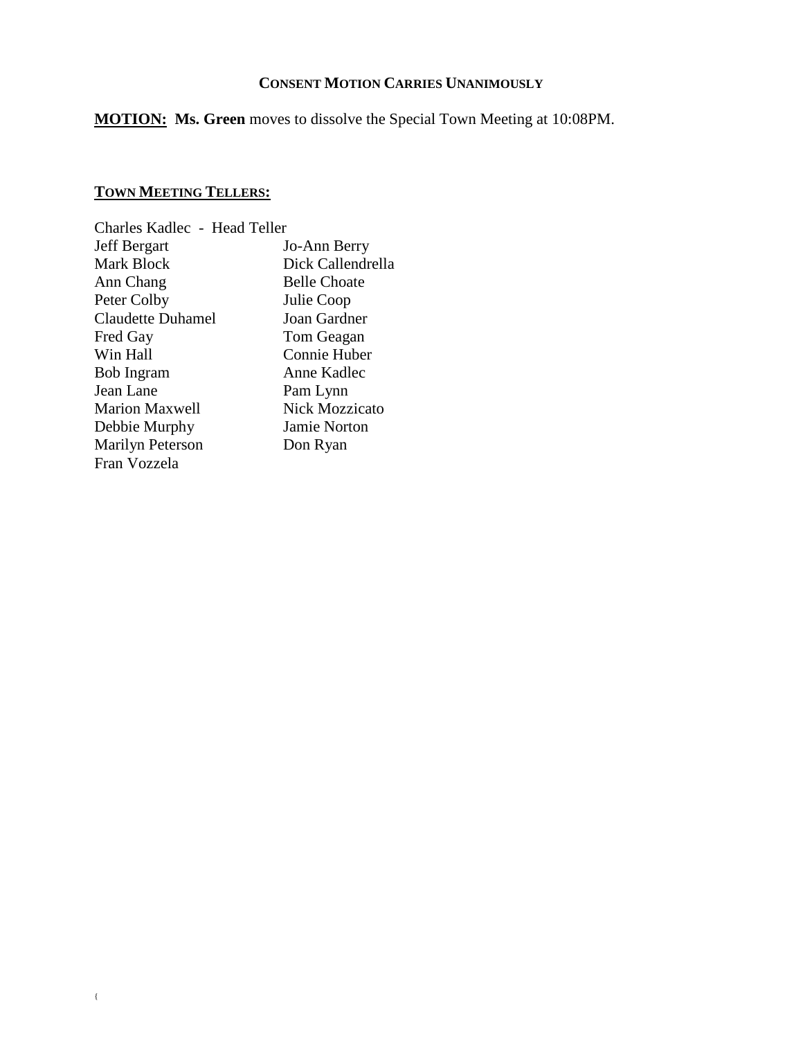**CONSENT MOTION CARRIES UNANIMOUSLY**

**MOTION: Ms. Green** moves to dissolve the Special Town Meeting at 10:08PM.

**TOWN MEETING TELLERS:**

Charles Kadlec - Head Teller

| | |
|---|---|
| Jeff Bergart | Jo-Ann Berry |
| Mark Block | Dick Callendrella |
| Ann Chang | Belle Choate |
| Peter Colby | Julie Coop |
| Claudette Duhamel | Joan Gardner |
| Fred Gay | Tom Geagan |
| Win Hall | Connie Huber |
| Bob Ingram | Anne Kadlec |
| Jean Lane | Pam Lynn |
| Marion Maxwell | Nick Mozzicato |
| Debbie Murphy | Jamie Norton |
| Marilyn Peterson | Don Ryan |
| Fran Vozzela | |